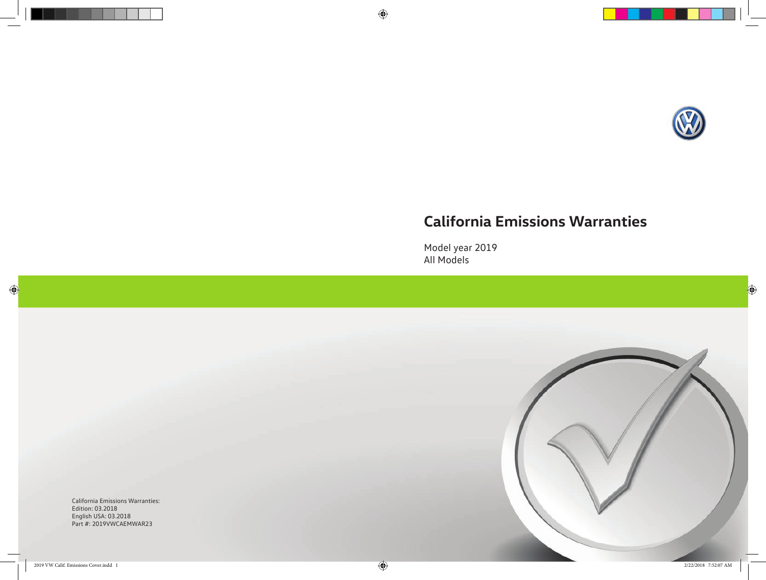# California Emissions Warranties

Model year 2019
All Models

California Emissions Warranties:
Edition: 03.2018
English USA: 03.2018
Part #: 2019VWCAEMWAR23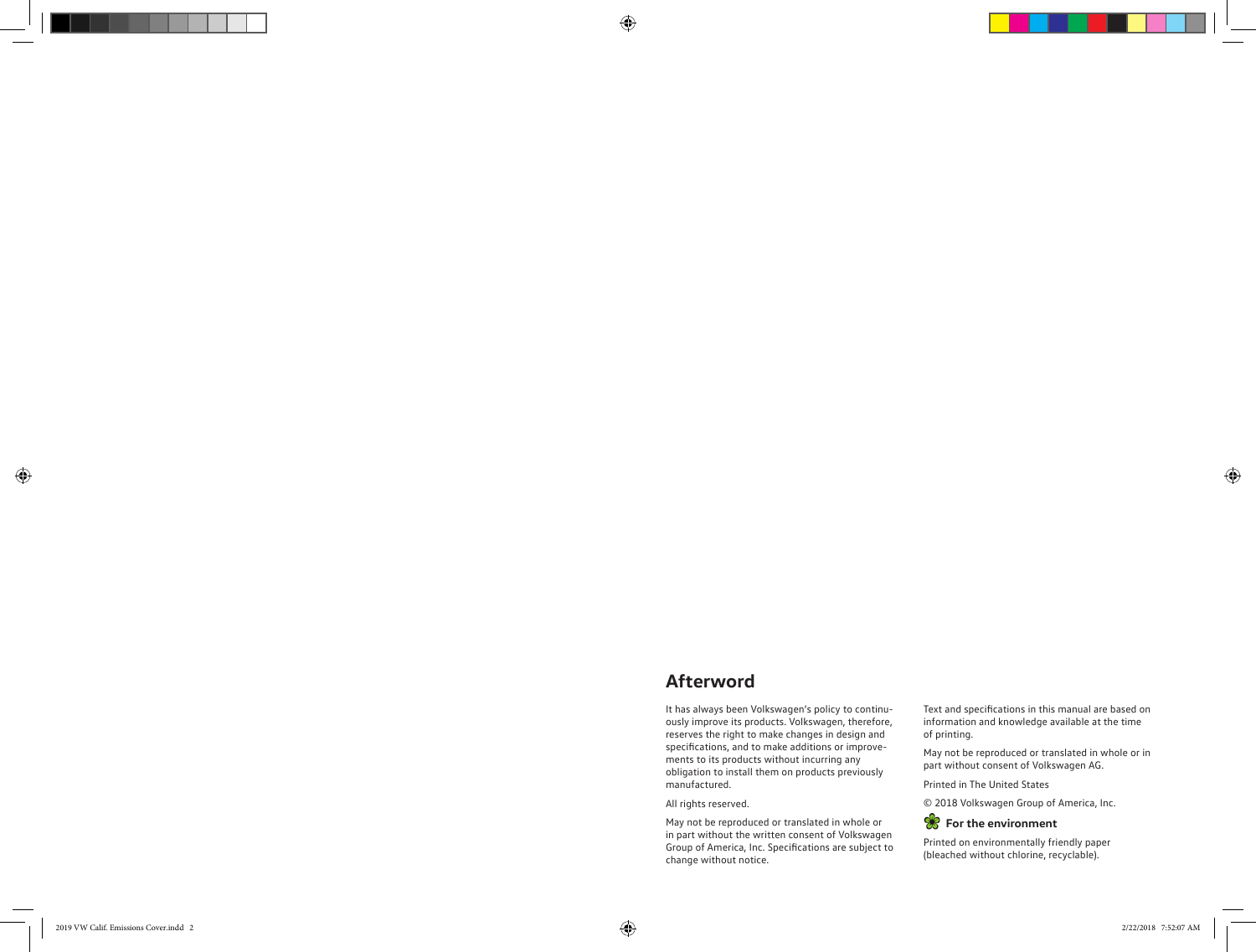## Afterword

It has always been Volkswagen's policy to continuously improve its products. Volkswagen, therefore, reserves the right to make changes in design and specifications, and to make additions or improvements to its products without incurring any obligation to install them on products previously manufactured.

All rights reserved.

May not be reproduced or translated in whole or in part without the written consent of Volkswagen Group of America, Inc. Specifications are subject to change without notice.

Text and specifications in this manual are based on information and knowledge available at the time of printing.

May not be reproduced or translated in whole or in part without consent of Volkswagen AG.

Printed in The United States

© 2018 Volkswagen Group of America, Inc.

**For the environment**

Printed on environmentally friendly paper (bleached without chlorine, recyclable).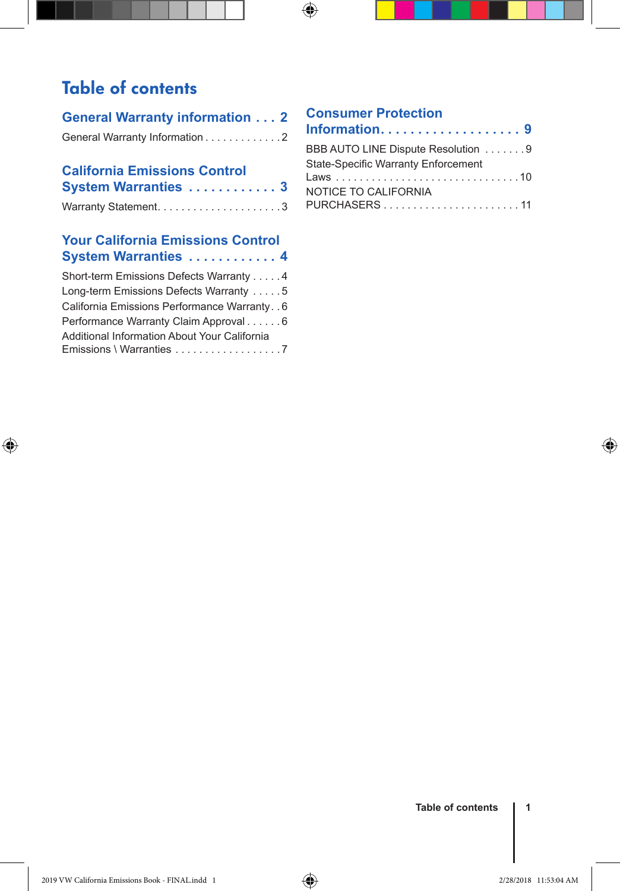# Table of contents

## General Warranty information . . . 2

General Warranty Information . . . . . . . . . . . . . 2

## California Emissions Control System Warranties . . . . . . . . . . . . 3

Warranty Statement. . . . . . . . . . . . . . . . . . . . . 3

## Your California Emissions Control System Warranties . . . . . . . . . . . . 4

Short-term Emissions Defects Warranty . . . . . 4
Long-term Emissions Defects Warranty . . . . . 5
California Emissions Performance Warranty . . 6
Performance Warranty Claim Approval . . . . . . 6
Additional Information About Your California Emissions \ Warranties . . . . . . . . . . . . . . . . . . 7

## Consumer Protection Information. . . . . . . . . . . . . . . . . . . 9

BBB AUTO LINE Dispute Resolution . . . . . . . 9
State-Specific Warranty Enforcement Laws . . . . . . . . . . . . . . . . . . . . . . . . . . . . . . . 10
NOTICE TO CALIFORNIA PURCHASERS . . . . . . . . . . . . . . . . . . . . . . . 11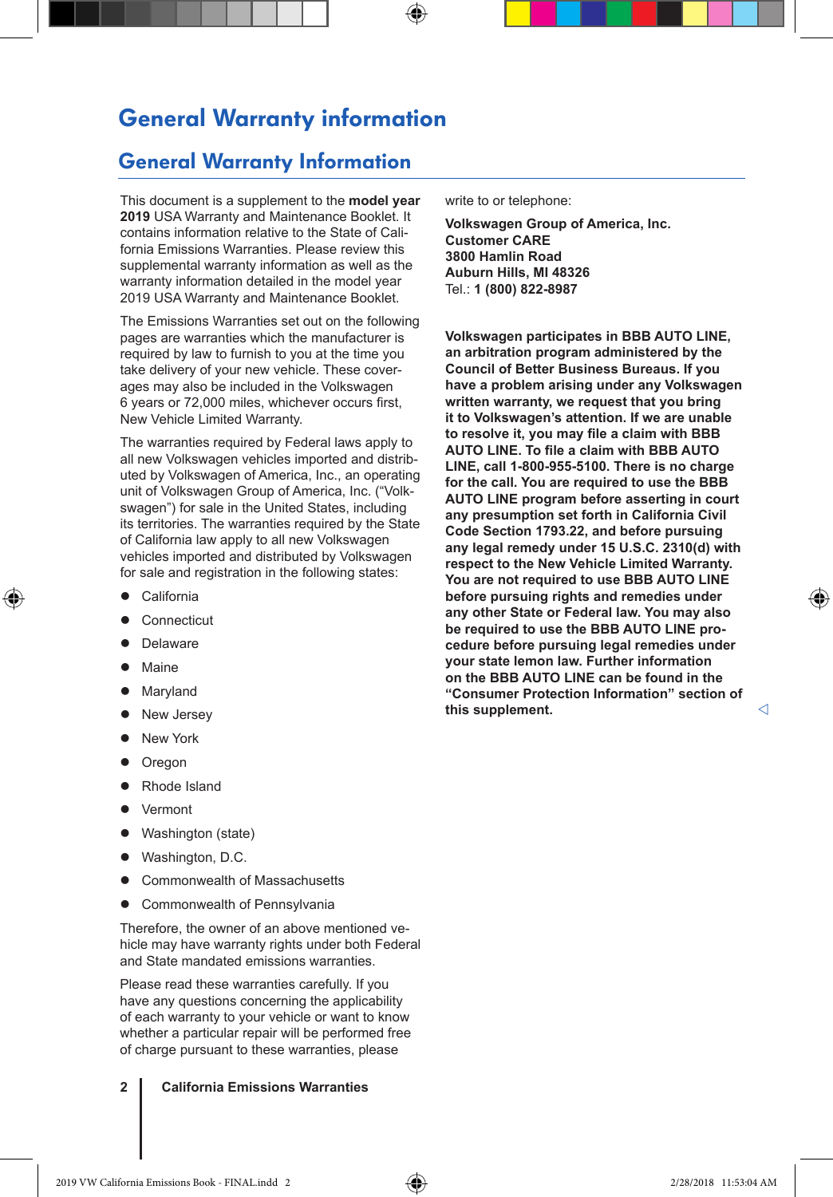# General Warranty information

## General Warranty Information

This document is a supplement to the **model year 2019** USA Warranty and Maintenance Booklet. It contains information relative to the State of California Emissions Warranties. Please review this supplemental warranty information as well as the warranty information detailed in the model year 2019 USA Warranty and Maintenance Booklet.

The Emissions Warranties set out on the following pages are warranties which the manufacturer is required by law to furnish to you at the time you take delivery of your new vehicle. These coverages may also be included in the Volkswagen 6 years or 72,000 miles, whichever occurs first, New Vehicle Limited Warranty.

The warranties required by Federal laws apply to all new Volkswagen vehicles imported and distributed by Volkswagen of America, Inc., an operating unit of Volkswagen Group of America, Inc. ("Volkswagen") for sale in the United States, including its territories. The warranties required by the State of California law apply to all new Volkswagen vehicles imported and distributed by Volkswagen for sale and registration in the following states:

- California
- Connecticut
- Delaware
- Maine
- Maryland
- New Jersey
- New York
- Oregon
- Rhode Island
- Vermont
- Washington (state)
- Washington, D.C.
- Commonwealth of Massachusetts
- Commonwealth of Pennsylvania

Therefore, the owner of an above mentioned vehicle may have warranty rights under both Federal and State mandated emissions warranties.

Please read these warranties carefully. If you have any questions concerning the applicability of each warranty to your vehicle or want to know whether a particular repair will be performed free of charge pursuant to these warranties, please write to or telephone:

**Volkswagen Group of America, Inc.**
**Customer CARE**
**3800 Hamlin Road**
**Auburn Hills, MI 48326**
Tel.: **1 (800) 822-8987**

**Volkswagen participates in BBB AUTO LINE, an arbitration program administered by the Council of Better Business Bureaus. If you have a problem arising under any Volkswagen written warranty, we request that you bring it to Volkswagen's attention. If we are unable to resolve it, you may file a claim with BBB AUTO LINE. To file a claim with BBB AUTO LINE, call 1-800-955-5100. There is no charge for the call. You are required to use the BBB AUTO LINE program before asserting in court any presumption set forth in California Civil Code Section 1793.22, and before pursuing any legal remedy under 15 U.S.C. 2310(d) with respect to the New Vehicle Limited Warranty. You are not required to use BBB AUTO LINE before pursuing rights and remedies under any other State or Federal law. You may also be required to use the BBB AUTO LINE procedure before pursuing legal remedies under your state lemon law. Further information on the BBB AUTO LINE can be found in the "Consumer Protection Information" section of this supplement.**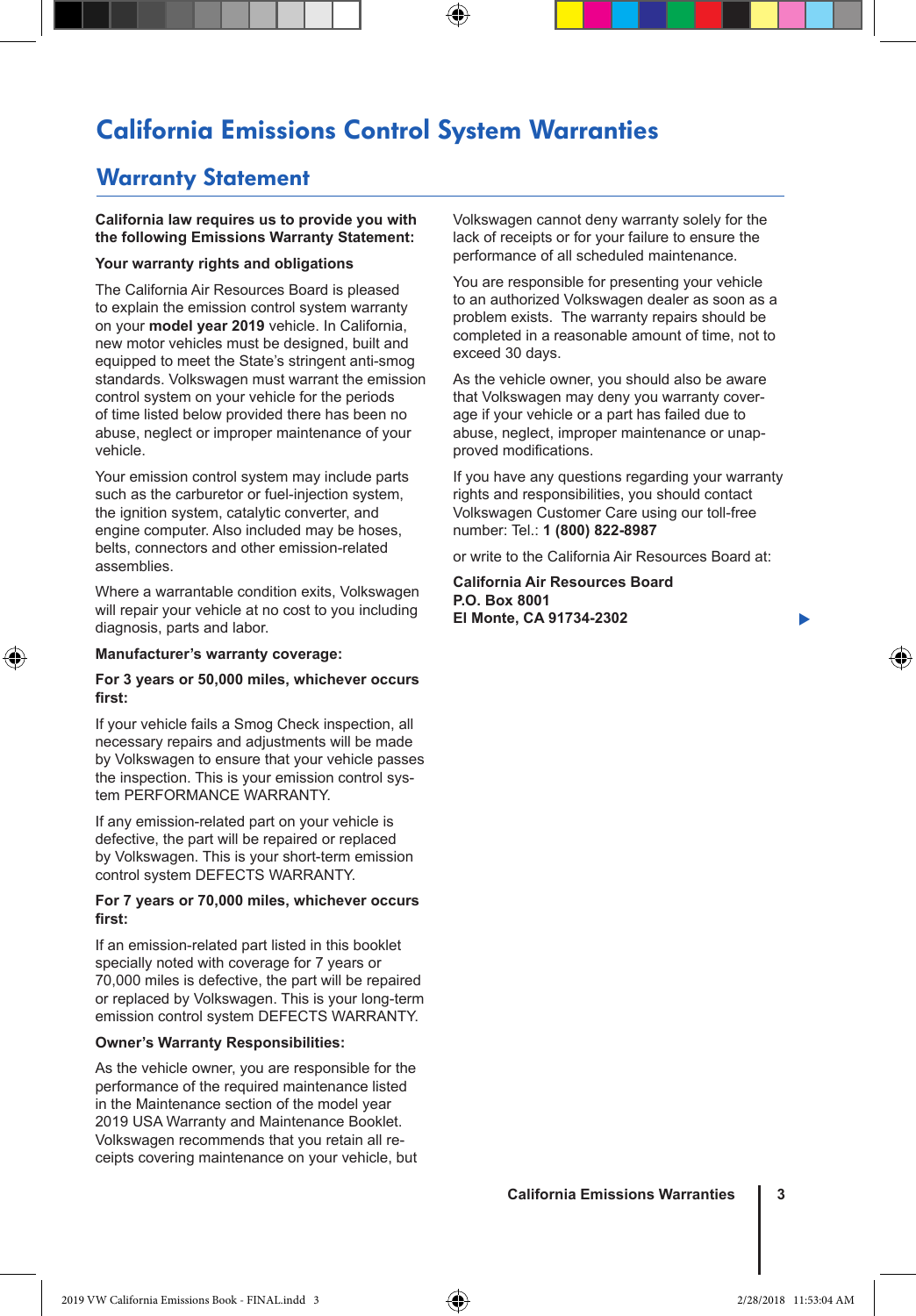# California Emissions Control System Warranties

## Warranty Statement

**California law requires us to provide you with the following Emissions Warranty Statement:**

**Your warranty rights and obligations**

The California Air Resources Board is pleased to explain the emission control system warranty on your **model year 2019** vehicle. In California, new motor vehicles must be designed, built and equipped to meet the State's stringent anti-smog standards. Volkswagen must warrant the emission control system on your vehicle for the periods of time listed below provided there has been no abuse, neglect or improper maintenance of your vehicle.

Your emission control system may include parts such as the carburetor or fuel-injection system, the ignition system, catalytic converter, and engine computer. Also included may be hoses, belts, connectors and other emission-related assemblies.

Where a warrantable condition exits, Volkswagen will repair your vehicle at no cost to you including diagnosis, parts and labor.

**Manufacturer's warranty coverage:**

**For 3 years or 50,000 miles, whichever occurs first:**

If your vehicle fails a Smog Check inspection, all necessary repairs and adjustments will be made by Volkswagen to ensure that your vehicle passes the inspection. This is your emission control system PERFORMANCE WARRANTY.

If any emission-related part on your vehicle is defective, the part will be repaired or replaced by Volkswagen. This is your short-term emission control system DEFECTS WARRANTY.

**For 7 years or 70,000 miles, whichever occurs first:**

If an emission-related part listed in this booklet specially noted with coverage for 7 years or 70,000 miles is defective, the part will be repaired or replaced by Volkswagen. This is your long-term emission control system DEFECTS WARRANTY.

**Owner's Warranty Responsibilities:**

As the vehicle owner, you are responsible for the performance of the required maintenance listed in the Maintenance section of the model year 2019 USA Warranty and Maintenance Booklet. Volkswagen recommends that you retain all receipts covering maintenance on your vehicle, but Volkswagen cannot deny warranty solely for the lack of receipts or for your failure to ensure the performance of all scheduled maintenance.

You are responsible for presenting your vehicle to an authorized Volkswagen dealer as soon as a problem exists. The warranty repairs should be completed in a reasonable amount of time, not to exceed 30 days.

As the vehicle owner, you should also be aware that Volkswagen may deny you warranty coverage if your vehicle or a part has failed due to abuse, neglect, improper maintenance or unapproved modifications.

If you have any questions regarding your warranty rights and responsibilities, you should contact Volkswagen Customer Care using our toll-free number: Tel.: **1 (800) 822-8987**

or write to the California Air Resources Board at:

**California Air Resources Board**
**P.O. Box 8001**
**El Monte, CA 91734-2302**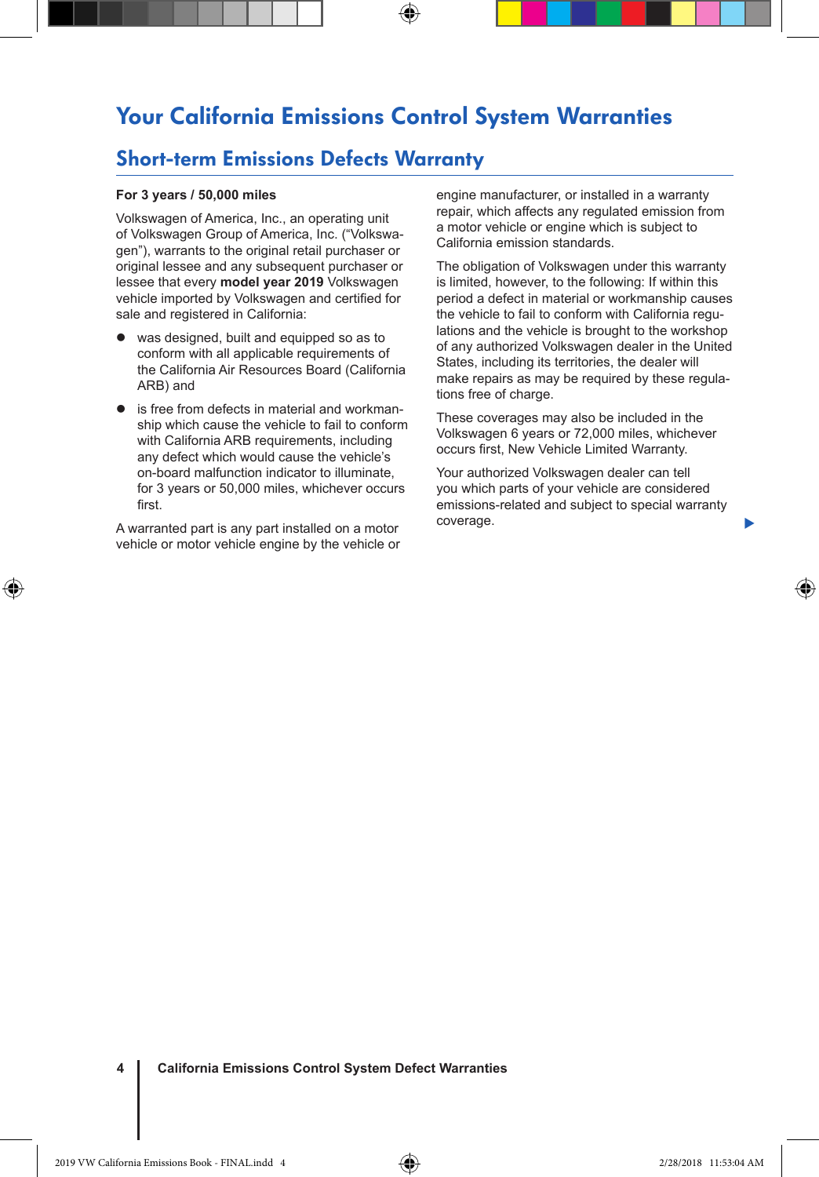# Your California Emissions Control System Warranties

## Short-term Emissions Defects Warranty

**For 3 years / 50,000 miles**

Volkswagen of America, Inc., an operating unit of Volkswagen Group of America, Inc. ("Volkswagen"), warrants to the original retail purchaser or original lessee and any subsequent purchaser or lessee that every **model year 2019** Volkswagen vehicle imported by Volkswagen and certified for sale and registered in California:

- was designed, built and equipped so as to conform with all applicable requirements of the California Air Resources Board (California ARB) and
- is free from defects in material and workmanship which cause the vehicle to fail to conform with California ARB requirements, including any defect which would cause the vehicle's on-board malfunction indicator to illuminate, for 3 years or 50,000 miles, whichever occurs first.

A warranted part is any part installed on a motor vehicle or motor vehicle engine by the vehicle or engine manufacturer, or installed in a warranty repair, which affects any regulated emission from a motor vehicle or engine which is subject to California emission standards.

The obligation of Volkswagen under this warranty is limited, however, to the following: If within this period a defect in material or workmanship causes the vehicle to fail to conform with California regulations and the vehicle is brought to the workshop of any authorized Volkswagen dealer in the United States, including its territories, the dealer will make repairs as may be required by these regulations free of charge.

These coverages may also be included in the Volkswagen 6 years or 72,000 miles, whichever occurs first, New Vehicle Limited Warranty.

Your authorized Volkswagen dealer can tell you which parts of your vehicle are considered emissions-related and subject to special warranty coverage.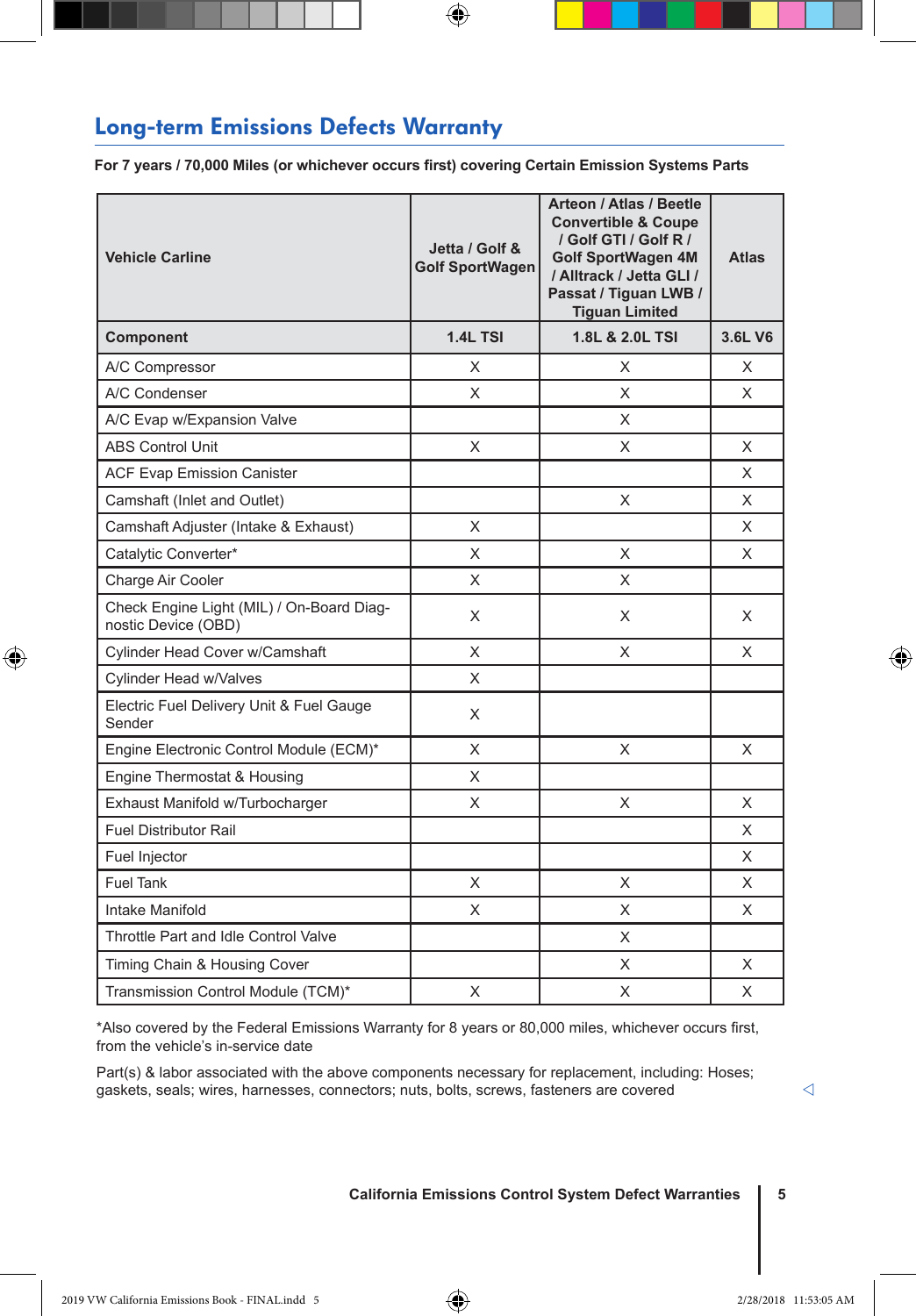## Long-term Emissions Defects Warranty

**For 7 years / 70,000 Miles (or whichever occurs first) covering Certain Emission Systems Parts**

| Vehicle Carline | Jetta / Golf & Golf SportWagen | Arteon / Atlas / Beetle Convertible & Coupe / Golf GTI / Golf R / Golf SportWagen 4M / Alltrack / Jetta GLI / Passat / Tiguan LWB / Tiguan Limited | Atlas |
|---|---|---|---|
| **Component** | **1.4L TSI** | **1.8L & 2.0L TSI** | **3.6L V6** |
| A/C Compressor | X | X | X |
| A/C Condenser | X | X | X |
| A/C Evap w/Expansion Valve | | X | |
| ABS Control Unit | X | X | X |
| ACF Evap Emission Canister | | | X |
| Camshaft (Inlet and Outlet) | | X | X |
| Camshaft Adjuster (Intake & Exhaust) | X | | X |
| Catalytic Converter* | X | X | X |
| Charge Air Cooler | X | X | |
| Check Engine Light (MIL) / On-Board Diagnostic Device (OBD) | X | X | X |
| Cylinder Head Cover w/Camshaft | X | X | X |
| Cylinder Head w/Valves | X | | |
| Electric Fuel Delivery Unit & Fuel Gauge Sender | X | | |
| Engine Electronic Control Module (ECM)* | X | X | X |
| Engine Thermostat & Housing | X | | |
| Exhaust Manifold w/Turbocharger | X | X | X |
| Fuel Distributor Rail | | | X |
| Fuel Injector | | | X |
| Fuel Tank | X | X | X |
| Intake Manifold | X | X | X |
| Throttle Part and Idle Control Valve | | X | |
| Timing Chain & Housing Cover | | X | X |
| Transmission Control Module (TCM)* | X | X | X |

*Also covered by the Federal Emissions Warranty for 8 years or 80,000 miles, whichever occurs first, from the vehicle's in-service date

Part(s) & labor associated with the above components necessary for replacement, including: Hoses; gaskets, seals; wires, harnesses, connectors; nuts, bolts, screws, fasteners are covered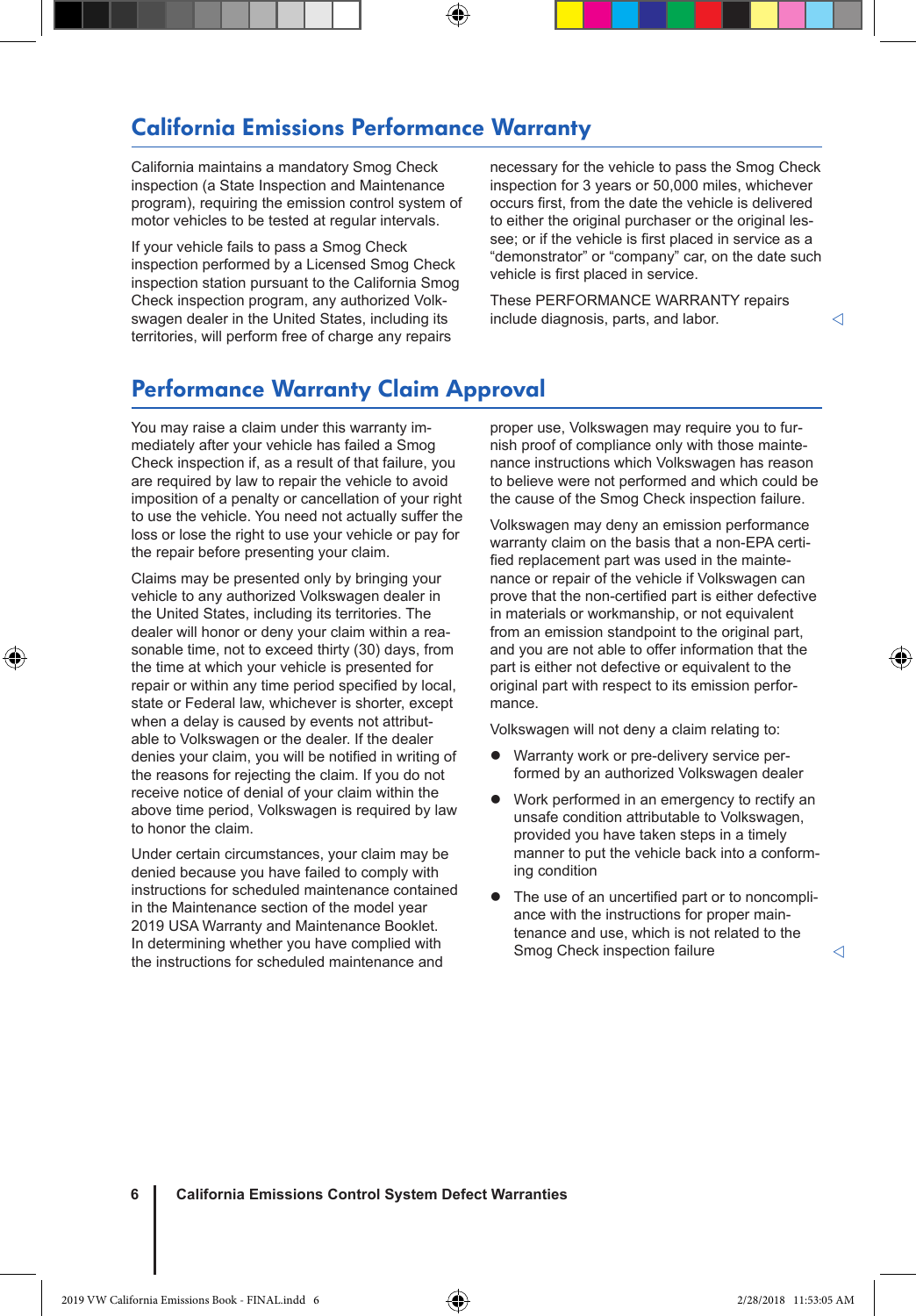## California Emissions Performance Warranty

California maintains a mandatory Smog Check inspection (a State Inspection and Maintenance program), requiring the emission control system of motor vehicles to be tested at regular intervals.

If your vehicle fails to pass a Smog Check inspection performed by a Licensed Smog Check inspection station pursuant to the California Smog Check inspection program, any authorized Volkswagen dealer in the United States, including its territories, will perform free of charge any repairs necessary for the vehicle to pass the Smog Check inspection for 3 years or 50,000 miles, whichever occurs first, from the date the vehicle is delivered to either the original purchaser or the original lessee; or if the vehicle is first placed in service as a "demonstrator" or "company" car, on the date such vehicle is first placed in service.

These PERFORMANCE WARRANTY repairs include diagnosis, parts, and labor.

## Performance Warranty Claim Approval

You may raise a claim under this warranty immediately after your vehicle has failed a Smog Check inspection if, as a result of that failure, you are required by law to repair the vehicle to avoid imposition of a penalty or cancellation of your right to use the vehicle. You need not actually suffer the loss or lose the right to use your vehicle or pay for the repair before presenting your claim.

Claims may be presented only by bringing your vehicle to any authorized Volkswagen dealer in the United States, including its territories. The dealer will honor or deny your claim within a reasonable time, not to exceed thirty (30) days, from the time at which your vehicle is presented for repair or within any time period specified by local, state or Federal law, whichever is shorter, except when a delay is caused by events not attributable to Volkswagen or the dealer. If the dealer denies your claim, you will be notified in writing of the reasons for rejecting the claim. If you do not receive notice of denial of your claim within the above time period, Volkswagen is required by law to honor the claim.

Under certain circumstances, your claim may be denied because you have failed to comply with instructions for scheduled maintenance contained in the Maintenance section of the model year 2019 USA Warranty and Maintenance Booklet. In determining whether you have complied with the instructions for scheduled maintenance and proper use, Volkswagen may require you to furnish proof of compliance only with those maintenance instructions which Volkswagen has reason to believe were not performed and which could be the cause of the Smog Check inspection failure.

Volkswagen may deny an emission performance warranty claim on the basis that a non-EPA certified replacement part was used in the maintenance or repair of the vehicle if Volkswagen can prove that the non-certified part is either defective in materials or workmanship, or not equivalent from an emission standpoint to the original part, and you are not able to offer information that the part is either not defective or equivalent to the original part with respect to its emission performance.

Volkswagen will not deny a claim relating to:

- Warranty work or pre-delivery service performed by an authorized Volkswagen dealer
- Work performed in an emergency to rectify an unsafe condition attributable to Volkswagen, provided you have taken steps in a timely manner to put the vehicle back into a conforming condition
- The use of an uncertified part or to noncompliance with the instructions for proper maintenance and use, which is not related to the Smog Check inspection failure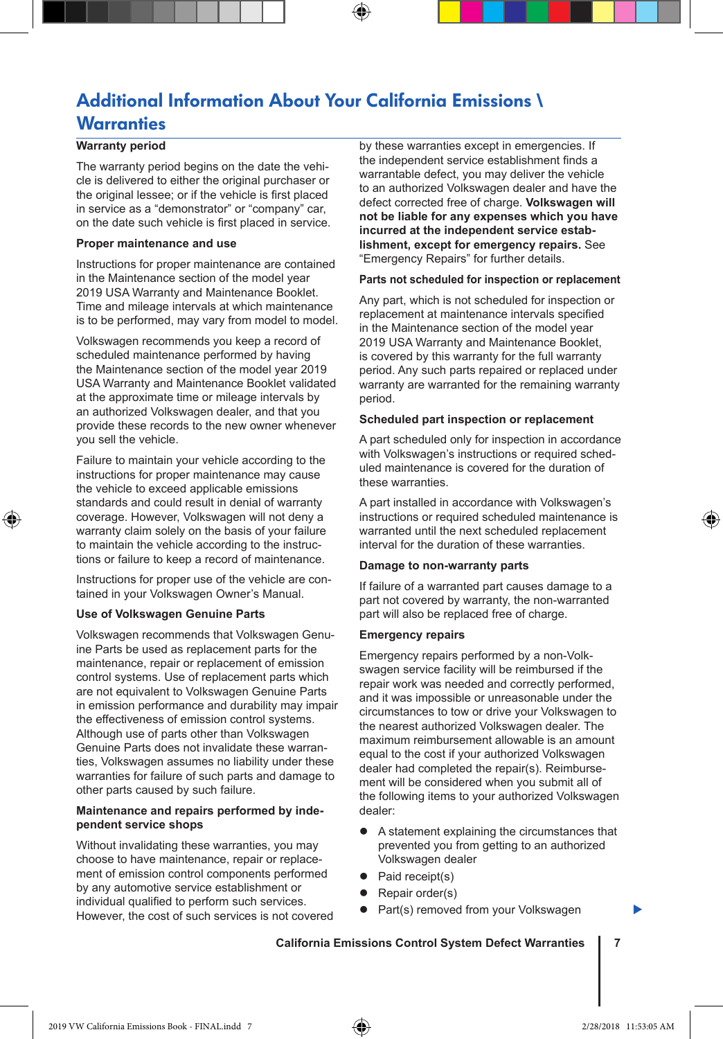## Additional Information About Your California Emissions \ Warranties

### Warranty period

The warranty period begins on the date the vehicle is delivered to either the original purchaser or the original lessee; or if the vehicle is first placed in service as a “demonstrator” or “company” car, on the date such vehicle is first placed in service.

### Proper maintenance and use

Instructions for proper maintenance are contained in the Maintenance section of the model year 2019 USA Warranty and Maintenance Booklet. Time and mileage intervals at which maintenance is to be performed, may vary from model to model.

Volkswagen recommends you keep a record of scheduled maintenance performed by having the Maintenance section of the model year 2019 USA Warranty and Maintenance Booklet validated at the approximate time or mileage intervals by an authorized Volkswagen dealer, and that you provide these records to the new owner whenever you sell the vehicle.

Failure to maintain your vehicle according to the instructions for proper maintenance may cause the vehicle to exceed applicable emissions standards and could result in denial of warranty coverage. However, Volkswagen will not deny a warranty claim solely on the basis of your failure to maintain the vehicle according to the instructions or failure to keep a record of maintenance.

Instructions for proper use of the vehicle are contained in your Volkswagen Owner’s Manual.

### Use of Volkswagen Genuine Parts

Volkswagen recommends that Volkswagen Genuine Parts be used as replacement parts for the maintenance, repair or replacement of emission control systems. Use of replacement parts which are not equivalent to Volkswagen Genuine Parts in emission performance and durability may impair the effectiveness of emission control systems. Although use of parts other than Volkswagen Genuine Parts does not invalidate these warranties, Volkswagen assumes no liability under these warranties for failure of such parts and damage to other parts caused by such failure.

### Maintenance and repairs performed by independent service shops

Without invalidating these warranties, you may choose to have maintenance, repair or replacement of emission control components performed by any automotive service establishment or individual qualified to perform such services. However, the cost of such services is not covered by these warranties except in emergencies. If the independent service establishment finds a warrantable defect, you may deliver the vehicle to an authorized Volkswagen dealer and have the defect corrected free of charge. **Volkswagen will not be liable for any expenses which you have incurred at the independent service establishment, except for emergency repairs.** See “Emergency Repairs” for further details.

### Parts not scheduled for inspection or replacement

Any part, which is not scheduled for inspection or replacement at maintenance intervals specified in the Maintenance section of the model year 2019 USA Warranty and Maintenance Booklet, is covered by this warranty for the full warranty period. Any such parts repaired or replaced under warranty are warranted for the remaining warranty period.

### Scheduled part inspection or replacement

A part scheduled only for inspection in accordance with Volkswagen’s instructions or required scheduled maintenance is covered for the duration of these warranties.

A part installed in accordance with Volkswagen’s instructions or required scheduled maintenance is warranted until the next scheduled replacement interval for the duration of these warranties.

### Damage to non-warranty parts

If failure of a warranted part causes damage to a part not covered by warranty, the non-warranted part will also be replaced free of charge.

### Emergency repairs

Emergency repairs performed by a non-Volkswagen service facility will be reimbursed if the repair work was needed and correctly performed, and it was impossible or unreasonable under the circumstances to tow or drive your Volkswagen to the nearest authorized Volkswagen dealer. The maximum reimbursement allowable is an amount equal to the cost if your authorized Volkswagen dealer had completed the repair(s). Reimbursement will be considered when you submit all of the following items to your authorized Volkswagen dealer:

- A statement explaining the circumstances that prevented you from getting to an authorized Volkswagen dealer
- Paid receipt(s)
- Repair order(s)
- Part(s) removed from your Volkswagen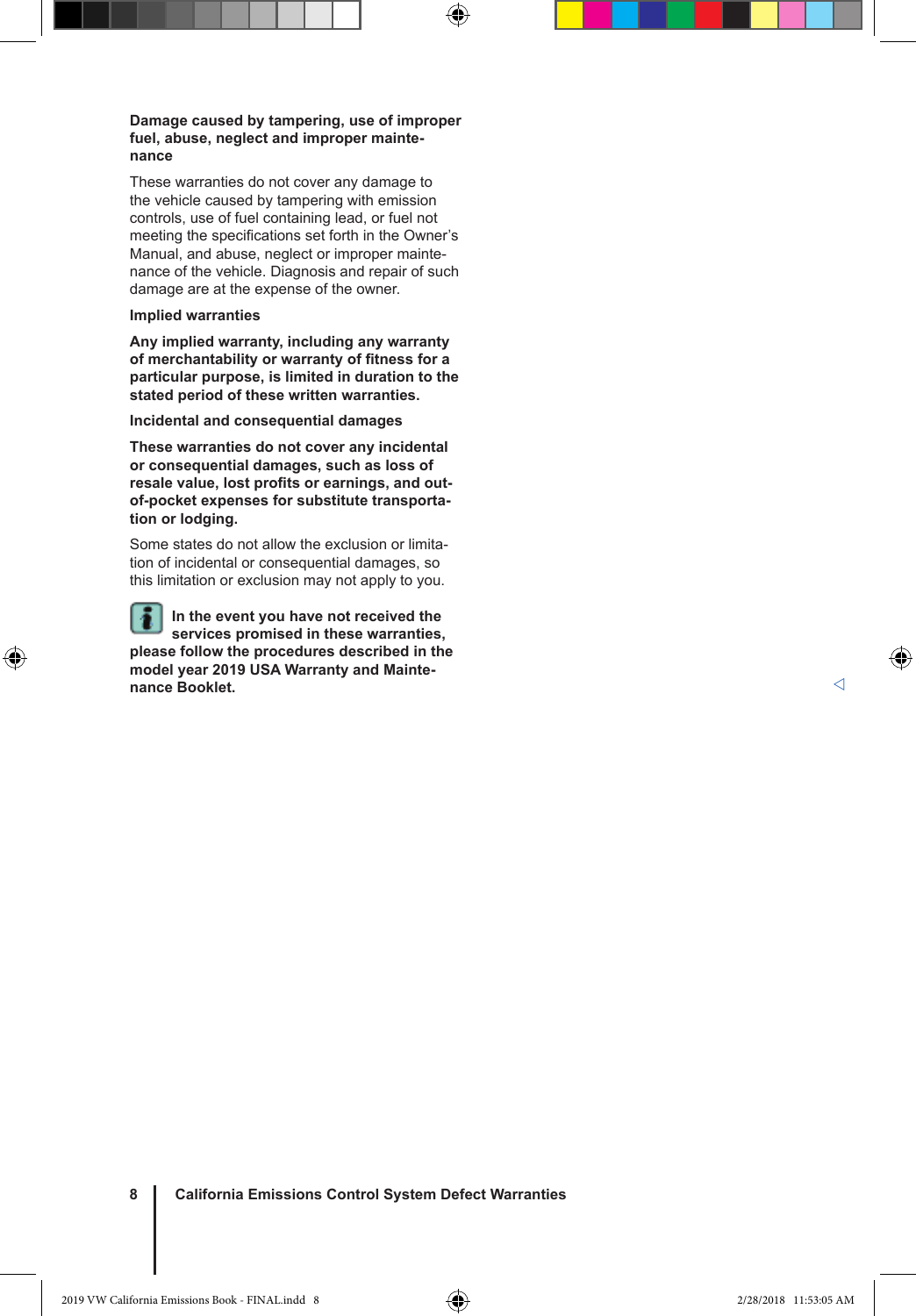**Damage caused by tampering, use of improper fuel, abuse, neglect and improper maintenance**

These warranties do not cover any damage to the vehicle caused by tampering with emission controls, use of fuel containing lead, or fuel not meeting the specifications set forth in the Owner's Manual, and abuse, neglect or improper maintenance of the vehicle. Diagnosis and repair of such damage are at the expense of the owner.

**Implied warranties**

**Any implied warranty, including any warranty of merchantability or warranty of fitness for a particular purpose, is limited in duration to the stated period of these written warranties.**

**Incidental and consequential damages**

**These warranties do not cover any incidental or consequential damages, such as loss of resale value, lost profits or earnings, and out-of-pocket expenses for substitute transportation or lodging.**

Some states do not allow the exclusion or limitation of incidental or consequential damages, so this limitation or exclusion may not apply to you.

**In the event you have not received the services promised in these warranties, please follow the procedures described in the model year 2019 USA Warranty and Maintenance Booklet.**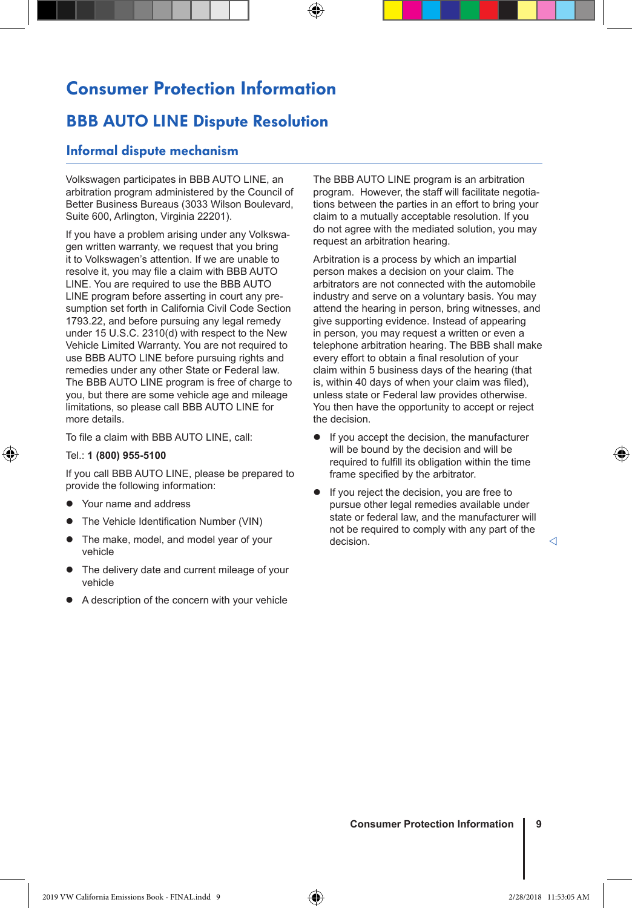# Consumer Protection Information

## BBB AUTO LINE Dispute Resolution

### Informal dispute mechanism

Volkswagen participates in BBB AUTO LINE, an arbitration program administered by the Council of Better Business Bureaus (3033 Wilson Boulevard, Suite 600, Arlington, Virginia 22201).

If you have a problem arising under any Volkswagen written warranty, we request that you bring it to Volkswagen's attention. If we are unable to resolve it, you may file a claim with BBB AUTO LINE. You are required to use the BBB AUTO LINE program before asserting in court any presumption set forth in California Civil Code Section 1793.22, and before pursuing any legal remedy under 15 U.S.C. 2310(d) with respect to the New Vehicle Limited Warranty. You are not required to use BBB AUTO LINE before pursuing rights and remedies under any other State or Federal law. The BBB AUTO LINE program is free of charge to you, but there are some vehicle age and mileage limitations, so please call BBB AUTO LINE for more details.

To file a claim with BBB AUTO LINE, call:

Tel.: **1 (800) 955-5100**

If you call BBB AUTO LINE, please be prepared to provide the following information:

- Your name and address
- The Vehicle Identification Number (VIN)
- The make, model, and model year of your vehicle
- The delivery date and current mileage of your vehicle
- A description of the concern with your vehicle

The BBB AUTO LINE program is an arbitration program. However, the staff will facilitate negotiations between the parties in an effort to bring your claim to a mutually acceptable resolution. If you do not agree with the mediated solution, you may request an arbitration hearing.

Arbitration is a process by which an impartial person makes a decision on your claim. The arbitrators are not connected with the automobile industry and serve on a voluntary basis. You may attend the hearing in person, bring witnesses, and give supporting evidence. Instead of appearing in person, you may request a written or even a telephone arbitration hearing. The BBB shall make every effort to obtain a final resolution of your claim within 5 business days of the hearing (that is, within 40 days of when your claim was filed), unless state or Federal law provides otherwise. You then have the opportunity to accept or reject the decision.

- If you accept the decision, the manufacturer will be bound by the decision and will be required to fulfill its obligation within the time frame specified by the arbitrator.
- If you reject the decision, you are free to pursue other legal remedies available under state or federal law, and the manufacturer will not be required to comply with any part of the decision.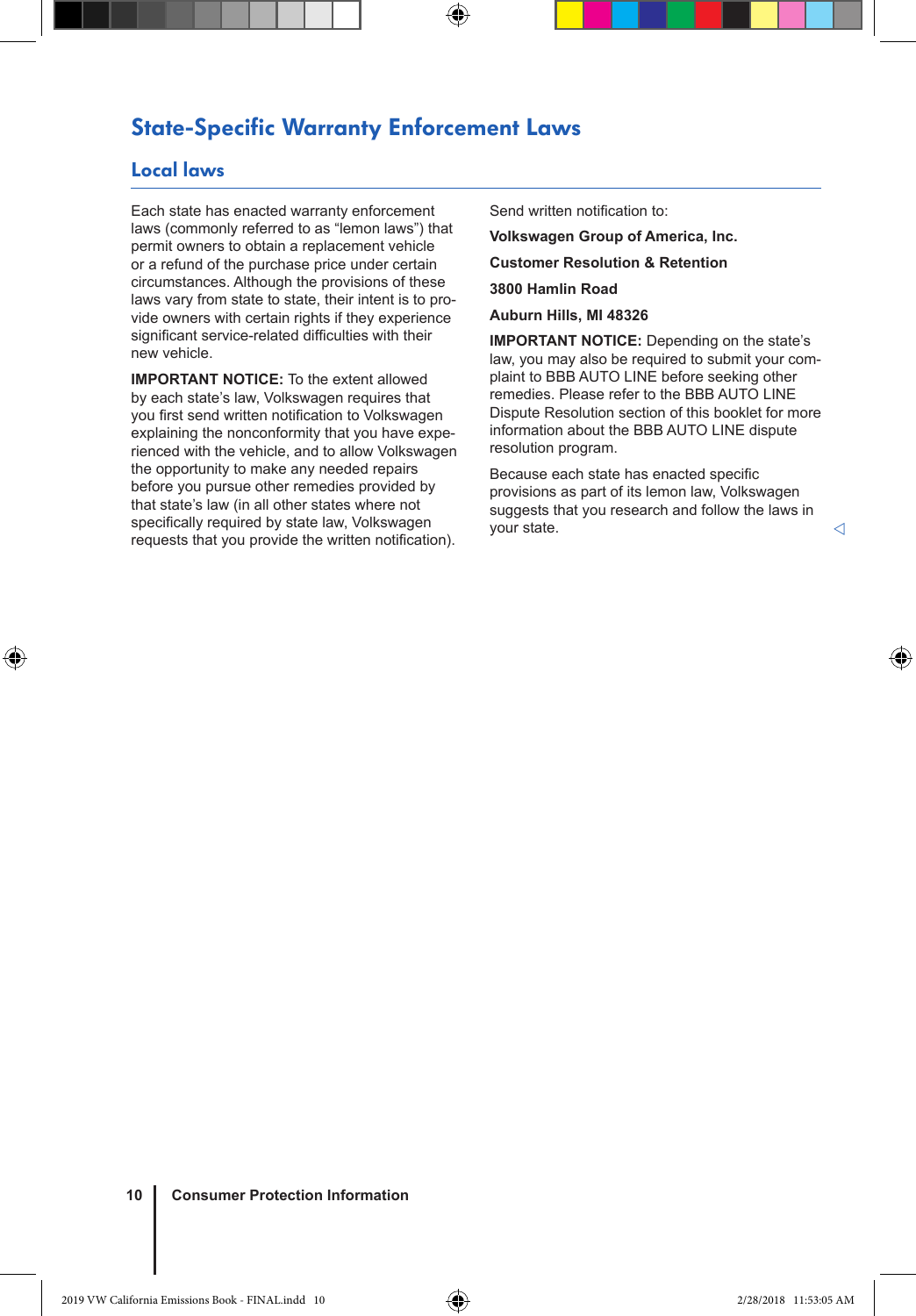## State-Specific Warranty Enforcement Laws

### Local laws

Each state has enacted warranty enforcement laws (commonly referred to as “lemon laws”) that permit owners to obtain a replacement vehicle or a refund of the purchase price under certain circumstances. Although the provisions of these laws vary from state to state, their intent is to provide owners with certain rights if they experience significant service-related difficulties with their new vehicle.

**IMPORTANT NOTICE:** To the extent allowed by each state’s law, Volkswagen requires that you first send written notification to Volkswagen explaining the nonconformity that you have experienced with the vehicle, and to allow Volkswagen the opportunity to make any needed repairs before you pursue other remedies provided by that state’s law (in all other states where not specifically required by state law, Volkswagen requests that you provide the written notification).

Send written notification to:

**Volkswagen Group of America, Inc.**

**Customer Resolution & Retention**

**3800 Hamlin Road**

**Auburn Hills, MI 48326**

**IMPORTANT NOTICE:** Depending on the state’s law, you may also be required to submit your complaint to BBB AUTO LINE before seeking other remedies. Please refer to the BBB AUTO LINE Dispute Resolution section of this booklet for more information about the BBB AUTO LINE dispute resolution program.

Because each state has enacted specific provisions as part of its lemon law, Volkswagen suggests that you research and follow the laws in your state.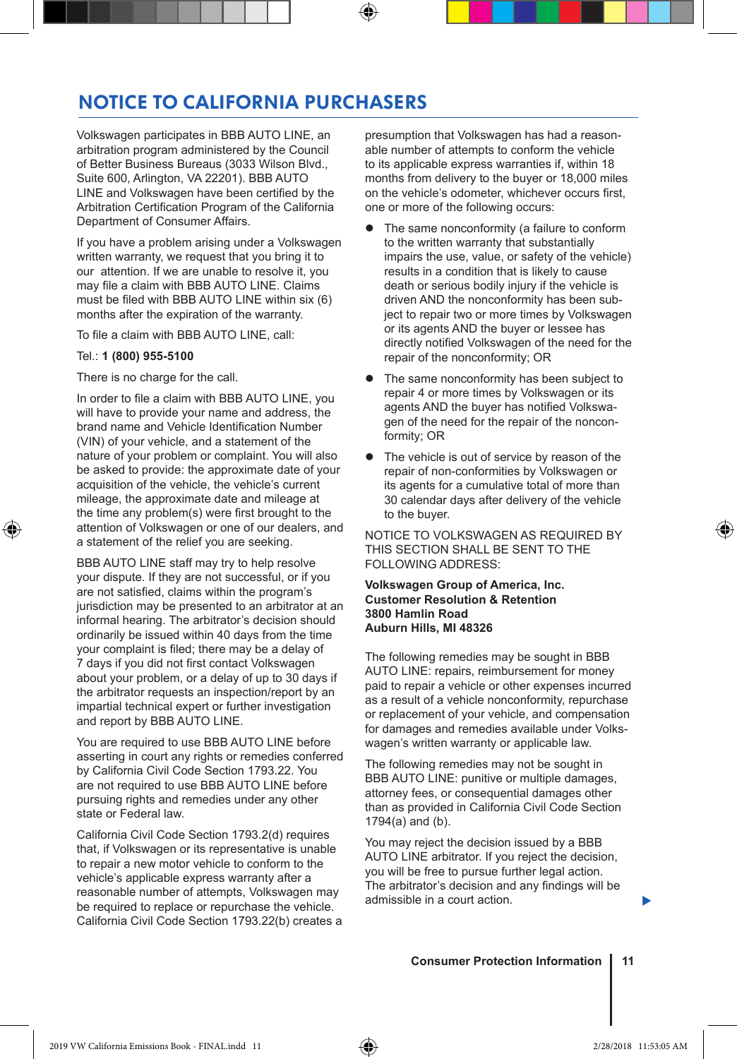# NOTICE TO CALIFORNIA PURCHASERS

Volkswagen participates in BBB AUTO LINE, an arbitration program administered by the Council of Better Business Bureaus (3033 Wilson Blvd., Suite 600, Arlington, VA 22201). BBB AUTO LINE and Volkswagen have been certified by the Arbitration Certification Program of the California Department of Consumer Affairs.

If you have a problem arising under a Volkswagen written warranty, we request that you bring it to our attention. If we are unable to resolve it, you may file a claim with BBB AUTO LINE. Claims must be filed with BBB AUTO LINE within six (6) months after the expiration of the warranty.

To file a claim with BBB AUTO LINE, call:

Tel.: **1 (800) 955-5100**

There is no charge for the call.

In order to file a claim with BBB AUTO LINE, you will have to provide your name and address, the brand name and Vehicle Identification Number (VIN) of your vehicle, and a statement of the nature of your problem or complaint. You will also be asked to provide: the approximate date of your acquisition of the vehicle, the vehicle's current mileage, the approximate date and mileage at the time any problem(s) were first brought to the attention of Volkswagen or one of our dealers, and a statement of the relief you are seeking.

BBB AUTO LINE staff may try to help resolve your dispute. If they are not successful, or if you are not satisfied, claims within the program's jurisdiction may be presented to an arbitrator at an informal hearing. The arbitrator's decision should ordinarily be issued within 40 days from the time your complaint is filed; there may be a delay of 7 days if you did not first contact Volkswagen about your problem, or a delay of up to 30 days if the arbitrator requests an inspection/report by an impartial technical expert or further investigation and report by BBB AUTO LINE.

You are required to use BBB AUTO LINE before asserting in court any rights or remedies conferred by California Civil Code Section 1793.22. You are not required to use BBB AUTO LINE before pursuing rights and remedies under any other state or Federal law.

California Civil Code Section 1793.2(d) requires that, if Volkswagen or its representative is unable to repair a new motor vehicle to conform to the vehicle's applicable express warranty after a reasonable number of attempts, Volkswagen may be required to replace or repurchase the vehicle. California Civil Code Section 1793.22(b) creates a presumption that Volkswagen has had a reasonable number of attempts to conform the vehicle to its applicable express warranties if, within 18 months from delivery to the buyer or 18,000 miles on the vehicle's odometer, whichever occurs first, one or more of the following occurs:

- The same nonconformity (a failure to conform to the written warranty that substantially impairs the use, value, or safety of the vehicle) results in a condition that is likely to cause death or serious bodily injury if the vehicle is driven AND the nonconformity has been subject to repair two or more times by Volkswagen or its agents AND the buyer or lessee has directly notified Volkswagen of the need for the repair of the nonconformity; OR
- The same nonconformity has been subject to repair 4 or more times by Volkswagen or its agents AND the buyer has notified Volkswagen of the need for the repair of the nonconformity; OR
- The vehicle is out of service by reason of the repair of non-conformities by Volkswagen or its agents for a cumulative total of more than 30 calendar days after delivery of the vehicle to the buyer.

NOTICE TO VOLKSWAGEN AS REQUIRED BY THIS SECTION SHALL BE SENT TO THE FOLLOWING ADDRESS:

**Volkswagen Group of America, Inc.**
**Customer Resolution & Retention**
**3800 Hamlin Road**
**Auburn Hills, MI 48326**

The following remedies may be sought in BBB AUTO LINE: repairs, reimbursement for money paid to repair a vehicle or other expenses incurred as a result of a vehicle nonconformity, repurchase or replacement of your vehicle, and compensation for damages and remedies available under Volkswagen's written warranty or applicable law.

The following remedies may not be sought in BBB AUTO LINE: punitive or multiple damages, attorney fees, or consequential damages other than as provided in California Civil Code Section 1794(a) and (b).

You may reject the decision issued by a BBB AUTO LINE arbitrator. If you reject the decision, you will be free to pursue further legal action. The arbitrator's decision and any findings will be admissible in a court action.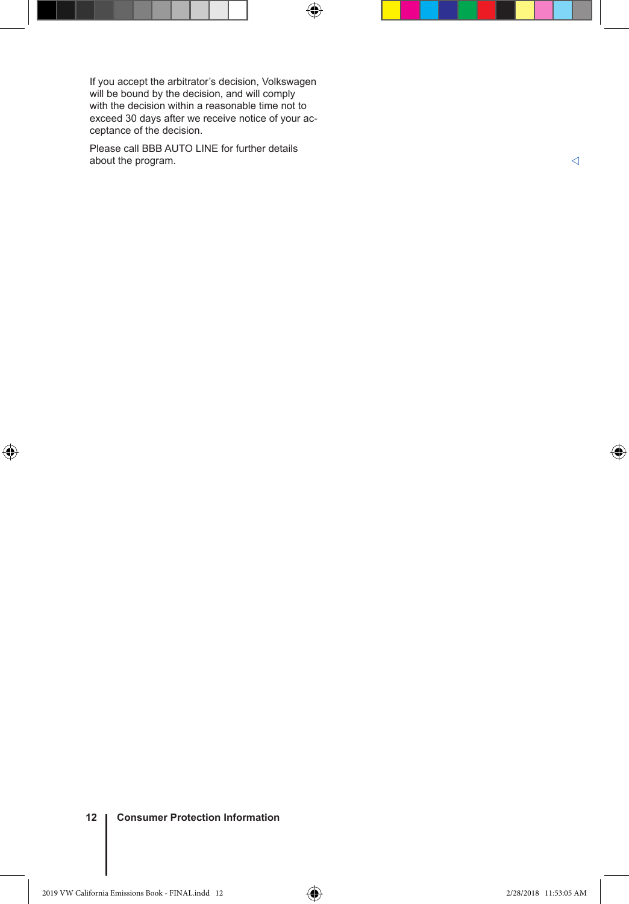If you accept the arbitrator's decision, Volkswagen will be bound by the decision, and will comply with the decision within a reasonable time not to exceed 30 days after we receive notice of your acceptance of the decision.

Please call BBB AUTO LINE for further details about the program.